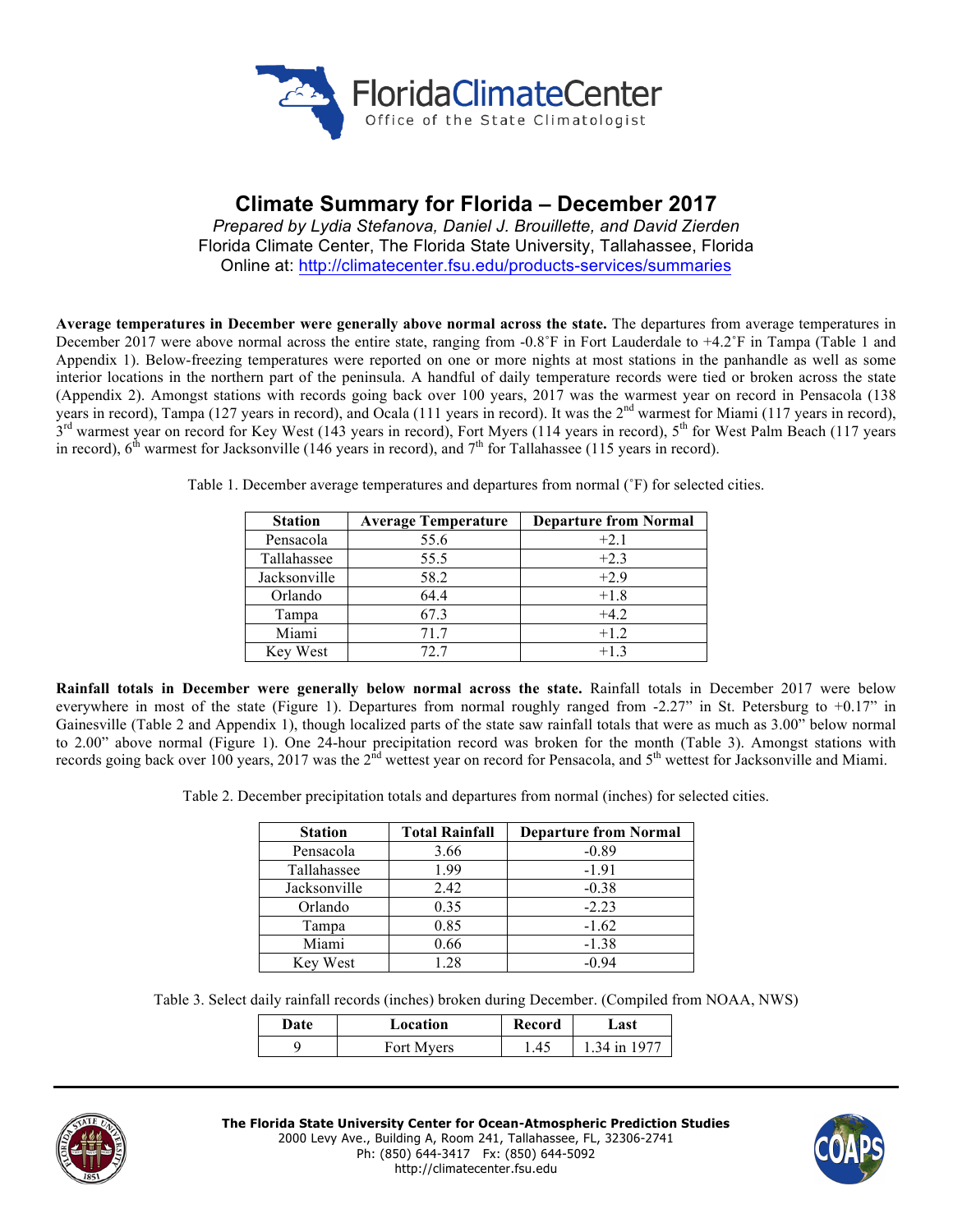# Climate Summary for Florida – December 2017

*Prepared by Lydia Stefanova, Daniel J. Brouillette, and David Zierden*
Florida Climate Center, The Florida State University, Tallahassee, Florida
Online at: http://climatecenter.fsu.edu/products-services/summaries

**Average temperatures in December were generally above normal across the state.** The departures from average temperatures in December 2017 were above normal across the entire state, ranging from -0.8˚F in Fort Lauderdale to +4.2˚F in Tampa (Table 1 and Appendix 1). Below-freezing temperatures were reported on one or more nights at most stations in the panhandle as well as some interior locations in the northern part of the peninsula. A handful of daily temperature records were tied or broken across the state (Appendix 2). Amongst stations with records going back over 100 years, 2017 was the warmest year on record in Pensacola (138 years in record), Tampa (127 years in record), and Ocala (111 years in record). It was the 2nd warmest for Miami (117 years in record), 3rd warmest year on record for Key West (143 years in record), Fort Myers (114 years in record), 5th for West Palm Beach (117 years in record), 6th warmest for Jacksonville (146 years in record), and 7th for Tallahassee (115 years in record).

Table 1. December average temperatures and departures from normal (˚F) for selected cities.

| Station | Average Temperature | Departure from Normal |
|---|---|---|
| Pensacola | 55.6 | +2.1 |
| Tallahassee | 55.5 | +2.3 |
| Jacksonville | 58.2 | +2.9 |
| Orlando | 64.4 | +1.8 |
| Tampa | 67.3 | +4.2 |
| Miami | 71.7 | +1.2 |
| Key West | 72.7 | +1.3 |

**Rainfall totals in December were generally below normal across the state.** Rainfall totals in December 2017 were below everywhere in most of the state (Figure 1). Departures from normal roughly ranged from -2.27" in St. Petersburg to +0.17" in Gainesville (Table 2 and Appendix 1), though localized parts of the state saw rainfall totals that were as much as 3.00" below normal to 2.00" above normal (Figure 1). One 24-hour precipitation record was broken for the month (Table 3). Amongst stations with records going back over 100 years, 2017 was the 2nd wettest year on record for Pensacola, and 5th wettest for Jacksonville and Miami.

Table 2. December precipitation totals and departures from normal (inches) for selected cities.

| Station | Total Rainfall | Departure from Normal |
|---|---|---|
| Pensacola | 3.66 | -0.89 |
| Tallahassee | 1.99 | -1.91 |
| Jacksonville | 2.42 | -0.38 |
| Orlando | 0.35 | -2.23 |
| Tampa | 0.85 | -1.62 |
| Miami | 0.66 | -1.38 |
| Key West | 1.28 | -0.94 |

Table 3. Select daily rainfall records (inches) broken during December. (Compiled from NOAA, NWS)

| Date | Location | Record | Last |
|---|---|---|---|
| 9 | Fort Myers | 1.45 | 1.34 in 1977 |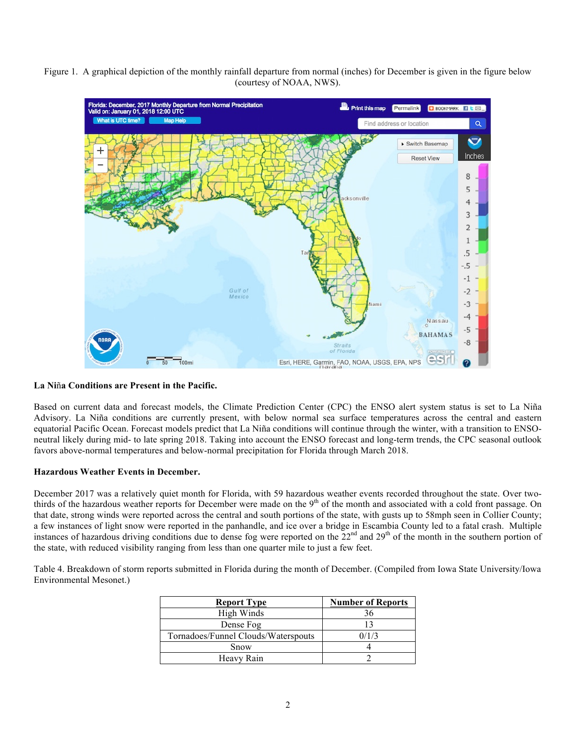Figure 1. A graphical depiction of the monthly rainfall departure from normal (inches) for December is given in the figure below (courtesy of NOAA, NWS).

**La Niña Conditions are Present in the Pacific.**

Based on current data and forecast models, the Climate Prediction Center (CPC) the ENSO alert system status is set to La Niña Advisory. La Niña conditions are currently present, with below normal sea surface temperatures across the central and eastern equatorial Pacific Ocean. Forecast models predict that La Niña conditions will continue through the winter, with a transition to ENSO-neutral likely during mid- to late spring 2018. Taking into account the ENSO forecast and long-term trends, the CPC seasonal outlook favors above-normal temperatures and below-normal precipitation for Florida through March 2018.

**Hazardous Weather Events in December.**

December 2017 was a relatively quiet month for Florida, with 59 hazardous weather events recorded throughout the state. Over two-thirds of the hazardous weather reports for December were made on the 9th of the month and associated with a cold front passage. On that date, strong winds were reported across the central and south portions of the state, with gusts up to 58mph seen in Collier County; a few instances of light snow were reported in the panhandle, and ice over a bridge in Escambia County led to a fatal crash. Multiple instances of hazardous driving conditions due to dense fog were reported on the 22nd and 29th of the month in the southern portion of the state, with reduced visibility ranging from less than one quarter mile to just a few feet.

Table 4. Breakdown of storm reports submitted in Florida during the month of December. (Compiled from Iowa State University/Iowa Environmental Mesonet.)

| Report Type | Number of Reports |
|---|---|
| High Winds | 36 |
| Dense Fog | 13 |
| Tornadoes/Funnel Clouds/Waterspouts | 0/1/3 |
| Snow | 4 |
| Heavy Rain | 2 |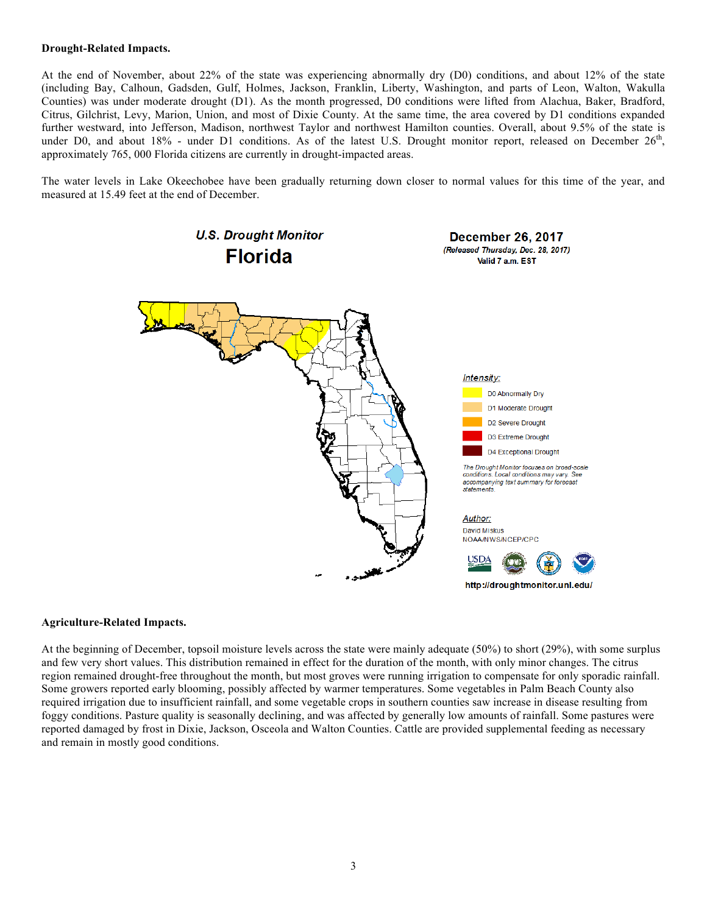**Drought-Related Impacts.**

At the end of November, about 22% of the state was experiencing abnormally dry (D0) conditions, and about 12% of the state (including Bay, Calhoun, Gadsden, Gulf, Holmes, Jackson, Franklin, Liberty, Washington, and parts of Leon, Walton, Wakulla Counties) was under moderate drought (D1). As the month progressed, D0 conditions were lifted from Alachua, Baker, Bradford, Citrus, Gilchrist, Levy, Marion, Union, and most of Dixie County. At the same time, the area covered by D1 conditions expanded further westward, into Jefferson, Madison, northwest Taylor and northwest Hamilton counties. Overall, about 9.5% of the state is under D0, and about 18% - under D1 conditions. As of the latest U.S. Drought monitor report, released on December 26th, approximately 765, 000 Florida citizens are currently in drought-impacted areas.

The water levels in Lake Okeechobee have been gradually returning down closer to normal values for this time of the year, and measured at 15.49 feet at the end of December.

**U.S. Drought Monitor**
**Florida**

**December 26, 2017**
*(Released Thursday, Dec. 28, 2017)*
Valid 7 a.m. EST

*Intensity:*
- D0 Abnormally Dry
- D1 Moderate Drought
- D2 Severe Drought
- D3 Extreme Drought
- D4 Exceptional Drought

*The Drought Monitor focuses on broad-scale conditions. Local conditions may vary. See accompanying text summary for forecast statements.*

*Author:*
David Miskus
NOAA/NWS/NCEP/CPC

http://droughtmonitor.unl.edu/

**Agriculture-Related Impacts.**

At the beginning of December, topsoil moisture levels across the state were mainly adequate (50%) to short (29%), with some surplus and few very short values. This distribution remained in effect for the duration of the month, with only minor changes. The citrus region remained drought-free throughout the month, but most groves were running irrigation to compensate for only sporadic rainfall. Some growers reported early blooming, possibly affected by warmer temperatures. Some vegetables in Palm Beach County also required irrigation due to insufficient rainfall, and some vegetable crops in southern counties saw increase in disease resulting from foggy conditions. Pasture quality is seasonally declining, and was affected by generally low amounts of rainfall. Some pastures were reported damaged by frost in Dixie, Jackson, Osceola and Walton Counties. Cattle are provided supplemental feeding as necessary and remain in mostly good conditions.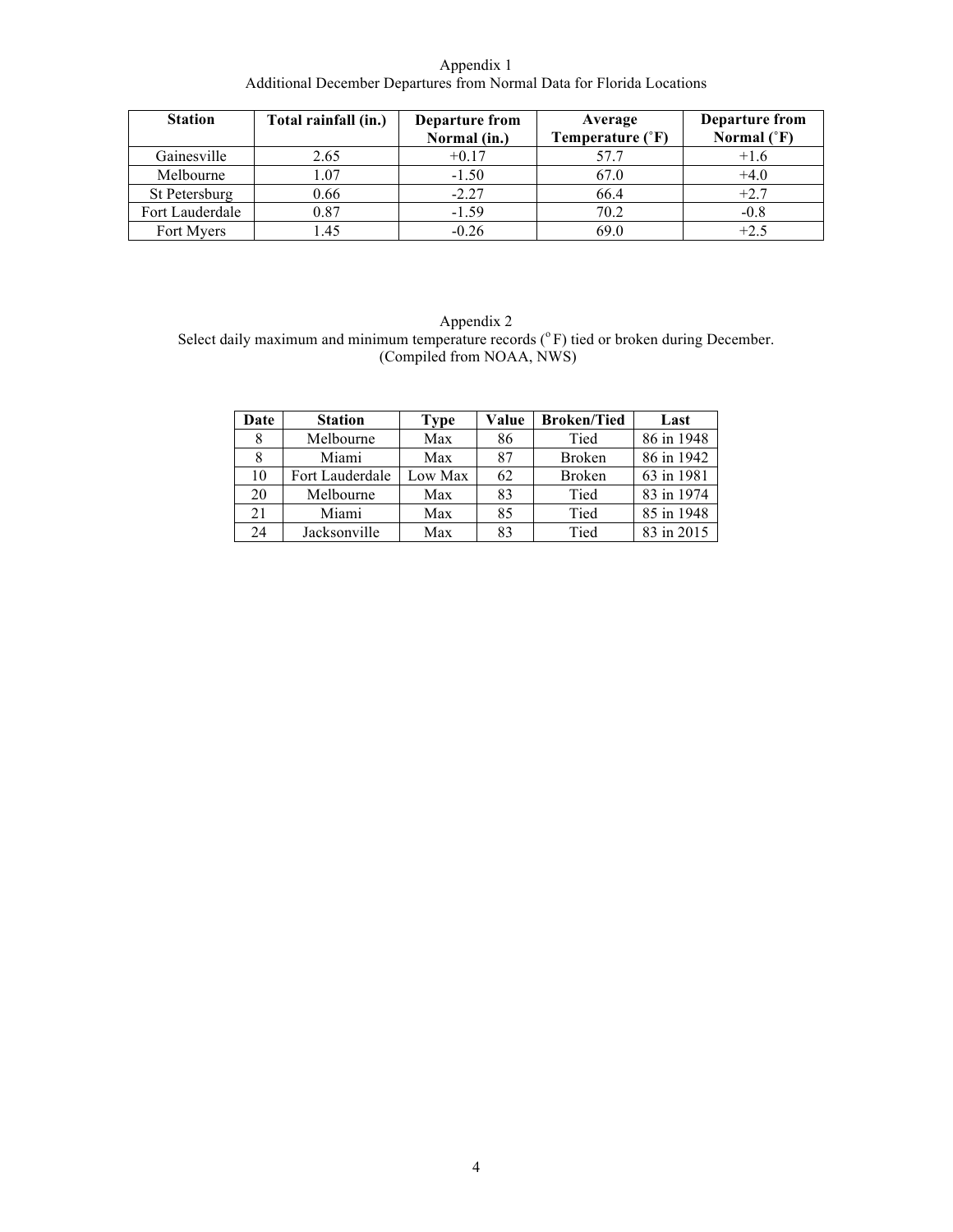Appendix 1
Additional December Departures from Normal Data for Florida Locations

| Station | Total rainfall (in.) | Departure from Normal (in.) | Average Temperature (˚F) | Departure from Normal (˚F) |
|---|---|---|---|---|
| Gainesville | 2.65 | +0.17 | 57.7 | +1.6 |
| Melbourne | 1.07 | -1.50 | 67.0 | +4.0 |
| St Petersburg | 0.66 | -2.27 | 66.4 | +2.7 |
| Fort Lauderdale | 0.87 | -1.59 | 70.2 | -0.8 |
| Fort Myers | 1.45 | -0.26 | 69.0 | +2.5 |

Appendix 2
Select daily maximum and minimum temperature records (°F) tied or broken during December.
(Compiled from NOAA, NWS)

| Date | Station | Type | Value | Broken/Tied | Last |
|---|---|---|---|---|---|
| 8 | Melbourne | Max | 86 | Tied | 86 in 1948 |
| 8 | Miami | Max | 87 | Broken | 86 in 1942 |
| 10 | Fort Lauderdale | Low Max | 62 | Broken | 63 in 1981 |
| 20 | Melbourne | Max | 83 | Tied | 83 in 1974 |
| 21 | Miami | Max | 85 | Tied | 85 in 1948 |
| 24 | Jacksonville | Max | 83 | Tied | 83 in 2015 |